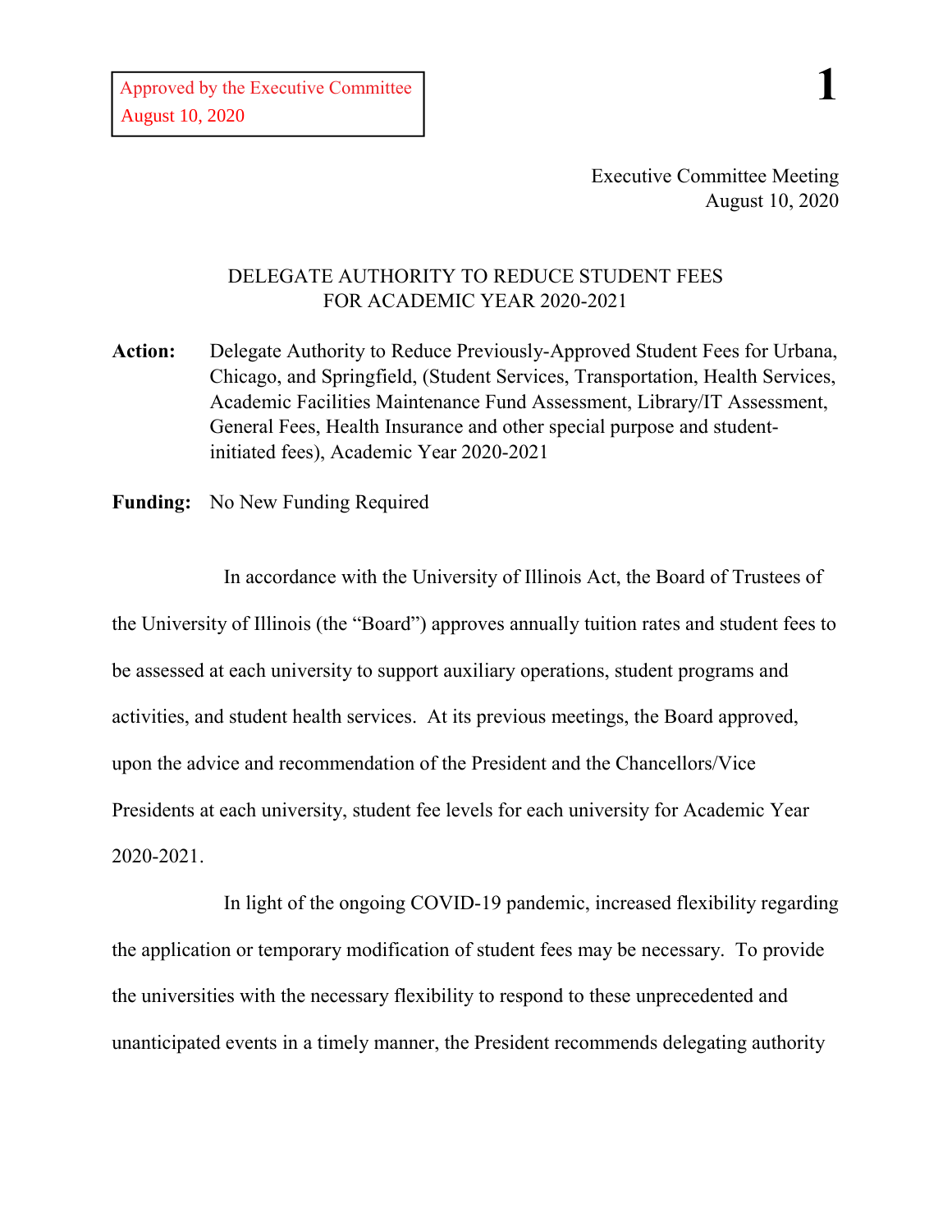Approved by the Executive Committee
August 10, 2020

Executive Committee Meeting
August 10, 2020

# DELEGATE AUTHORITY TO REDUCE STUDENT FEES FOR ACADEMIC YEAR 2020-2021

**Action:** Delegate Authority to Reduce Previously-Approved Student Fees for Urbana, Chicago, and Springfield, (Student Services, Transportation, Health Services, Academic Facilities Maintenance Fund Assessment, Library/IT Assessment, General Fees, Health Insurance and other special purpose and student-initiated fees), Academic Year 2020-2021

**Funding:** No New Funding Required

In accordance with the University of Illinois Act, the Board of Trustees of the University of Illinois (the "Board") approves annually tuition rates and student fees to be assessed at each university to support auxiliary operations, student programs and activities, and student health services. At its previous meetings, the Board approved, upon the advice and recommendation of the President and the Chancellors/Vice Presidents at each university, student fee levels for each university for Academic Year 2020-2021.

In light of the ongoing COVID-19 pandemic, increased flexibility regarding the application or temporary modification of student fees may be necessary. To provide the universities with the necessary flexibility to respond to these unprecedented and unanticipated events in a timely manner, the President recommends delegating authority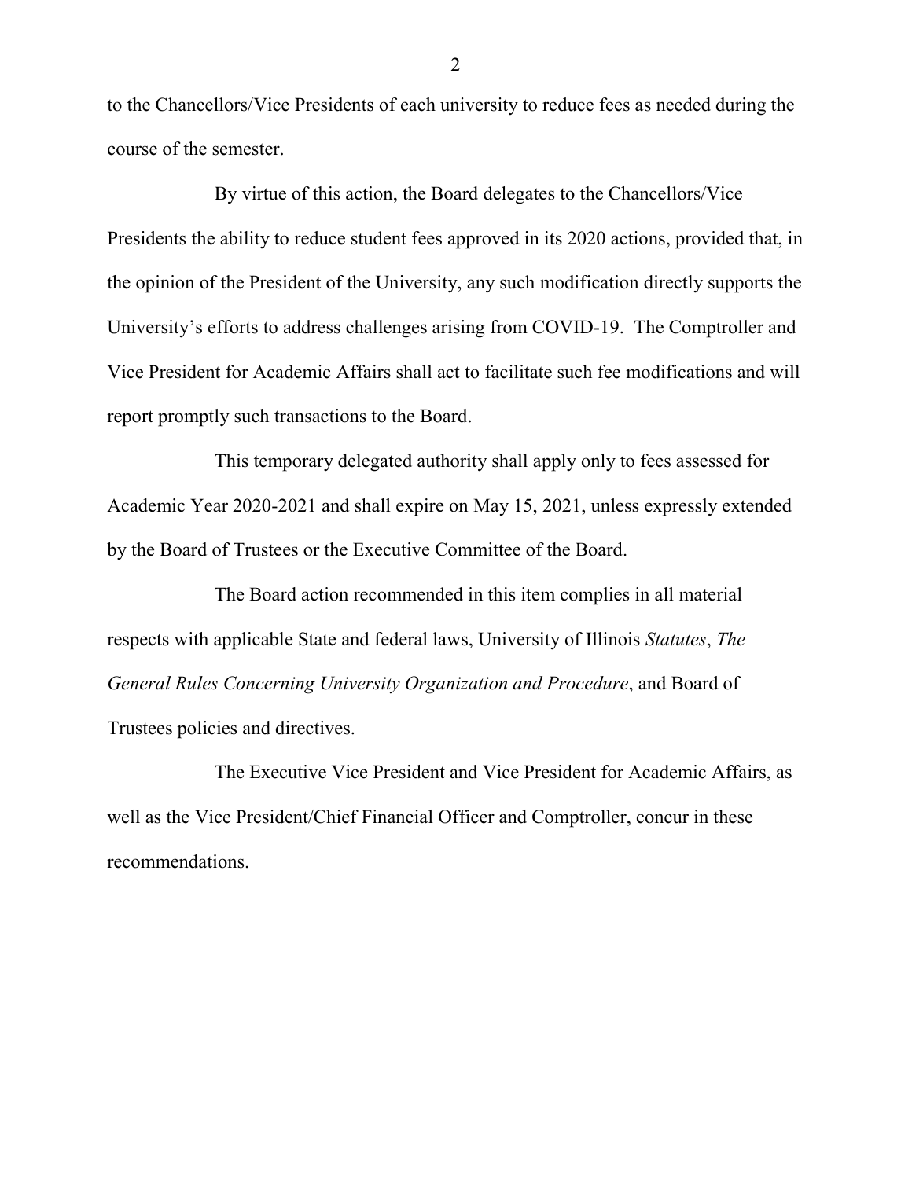to the Chancellors/Vice Presidents of each university to reduce fees as needed during the course of the semester.

By virtue of this action, the Board delegates to the Chancellors/Vice Presidents the ability to reduce student fees approved in its 2020 actions, provided that, in the opinion of the President of the University, any such modification directly supports the University's efforts to address challenges arising from COVID-19. The Comptroller and Vice President for Academic Affairs shall act to facilitate such fee modifications and will report promptly such transactions to the Board.

This temporary delegated authority shall apply only to fees assessed for Academic Year 2020-2021 and shall expire on May 15, 2021, unless expressly extended by the Board of Trustees or the Executive Committee of the Board.

The Board action recommended in this item complies in all material respects with applicable State and federal laws, University of Illinois *Statutes*, *The General Rules Concerning University Organization and Procedure*, and Board of Trustees policies and directives.

The Executive Vice President and Vice President for Academic Affairs, as well as the Vice President/Chief Financial Officer and Comptroller, concur in these recommendations.